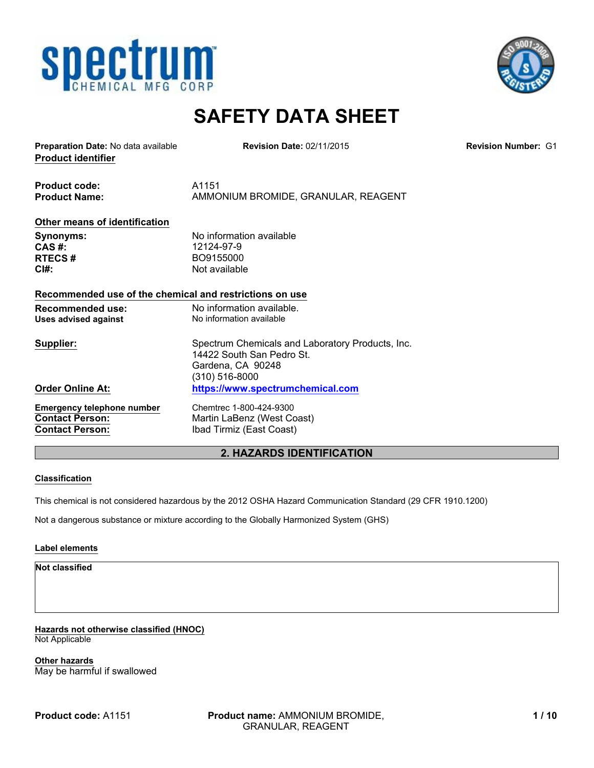# SAFETY DATA SHEET

**Preparation Date:** No data available **Revision Date:** 02/11/2015 **Revision Number:** G1

**Product identifier**

| | |
|---|---|
| **Product code:** | A1151 |
| **Product Name:** | AMMONIUM BROMIDE, GRANULAR, REAGENT |

**Other means of identification**

| | |
|---|---|
| **Synonyms:** | No information available |
| **CAS #:** | 12124-97-9 |
| **RTECS #** | BO9155000 |
| **CI#:** | Not available |

**Recommended use of the chemical and restrictions on use**

| | |
|---|---|
| **Recommended use:** | No information available. |
| **Uses advised against** | No information available |

**Supplier:**
Spectrum Chemicals and Laboratory Products, Inc.
14422 South San Pedro St.
Gardena, CA 90248
(310) 516-8000

**Order Online At:** https://www.spectrumchemical.com

| | |
|---|---|
| **Emergency telephone number** | Chemtrec 1-800-424-9300 |
| **Contact Person:** | Martin LaBenz (West Coast) |
| **Contact Person:** | Ibad Tirmiz (East Coast) |

## 2. HAZARDS IDENTIFICATION

**Classification**

This chemical is not considered hazardous by the 2012 OSHA Hazard Communication Standard (29 CFR 1910.1200)

Not a dangerous substance or mixture according to the Globally Harmonized System (GHS)

**Label elements**

**Not classified**

**Hazards not otherwise classified (HNOC)**
Not Applicable

**Other hazards**
May be harmful if swallowed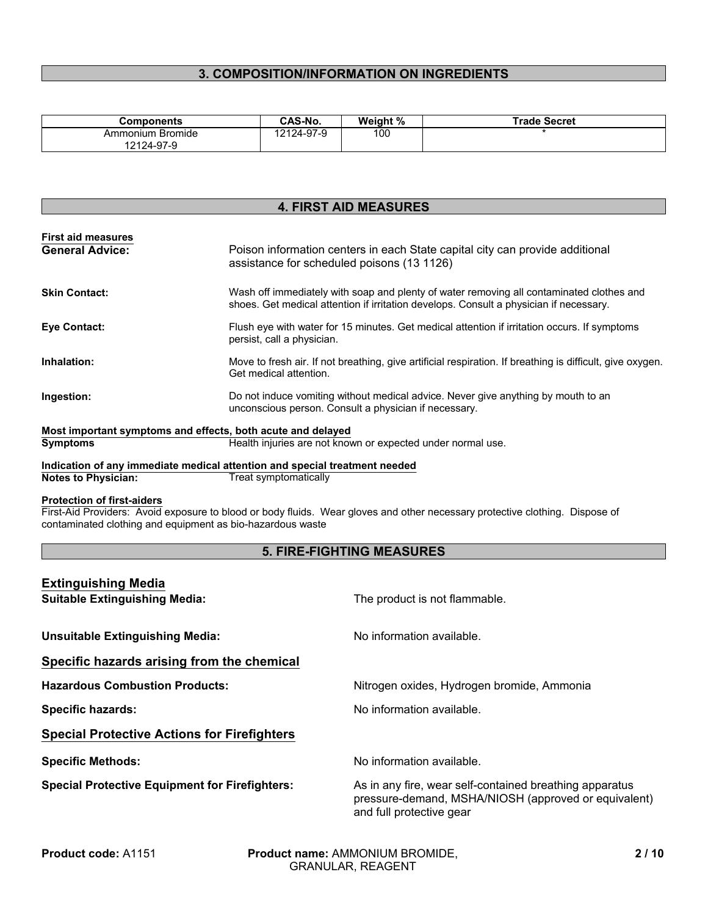## 3. COMPOSITION/INFORMATION ON INGREDIENTS

| Components | CAS-No. | Weight % | Trade Secret |
|---|---|---|---|
| Ammonium Bromide 12124-97-9 | 12124-97-9 | 100 | * |

## 4. FIRST AID MEASURES

**First aid measures**

**General Advice:** Poison information centers in each State capital city can provide additional assistance for scheduled poisons (13 1126)

**Skin Contact:** Wash off immediately with soap and plenty of water removing all contaminated clothes and shoes. Get medical attention if irritation develops. Consult a physician if necessary.

**Eye Contact:** Flush eye with water for 15 minutes. Get medical attention if irritation occurs. If symptoms persist, call a physician.

**Inhalation:** Move to fresh air. If not breathing, give artificial respiration. If breathing is difficult, give oxygen. Get medical attention.

**Ingestion:** Do not induce vomiting without medical advice. Never give anything by mouth to an unconscious person. Consult a physician if necessary.

**Most important symptoms and effects, both acute and delayed**

**Symptoms** Health injuries are not known or expected under normal use.

**Indication of any immediate medical attention and special treatment needed**

**Notes to Physician:** Treat symptomatically

**Protection of first-aiders**

First-Aid Providers: Avoid exposure to blood or body fluids. Wear gloves and other necessary protective clothing. Dispose of contaminated clothing and equipment as bio-hazardous waste

## 5. FIRE-FIGHTING MEASURES

### Extinguishing Media

**Suitable Extinguishing Media:** The product is not flammable.

**Unsuitable Extinguishing Media:** No information available.

### Specific hazards arising from the chemical

**Hazardous Combustion Products:** Nitrogen oxides, Hydrogen bromide, Ammonia

**Specific hazards:** No information available.

### Special Protective Actions for Firefighters

**Specific Methods:** No information available.

**Special Protective Equipment for Firefighters:** As in any fire, wear self-contained breathing apparatus pressure-demand, MSHA/NIOSH (approved or equivalent) and full protective gear

**Product code:** A1151 **Product name:** AMMONIUM BROMIDE, GRANULAR, REAGENT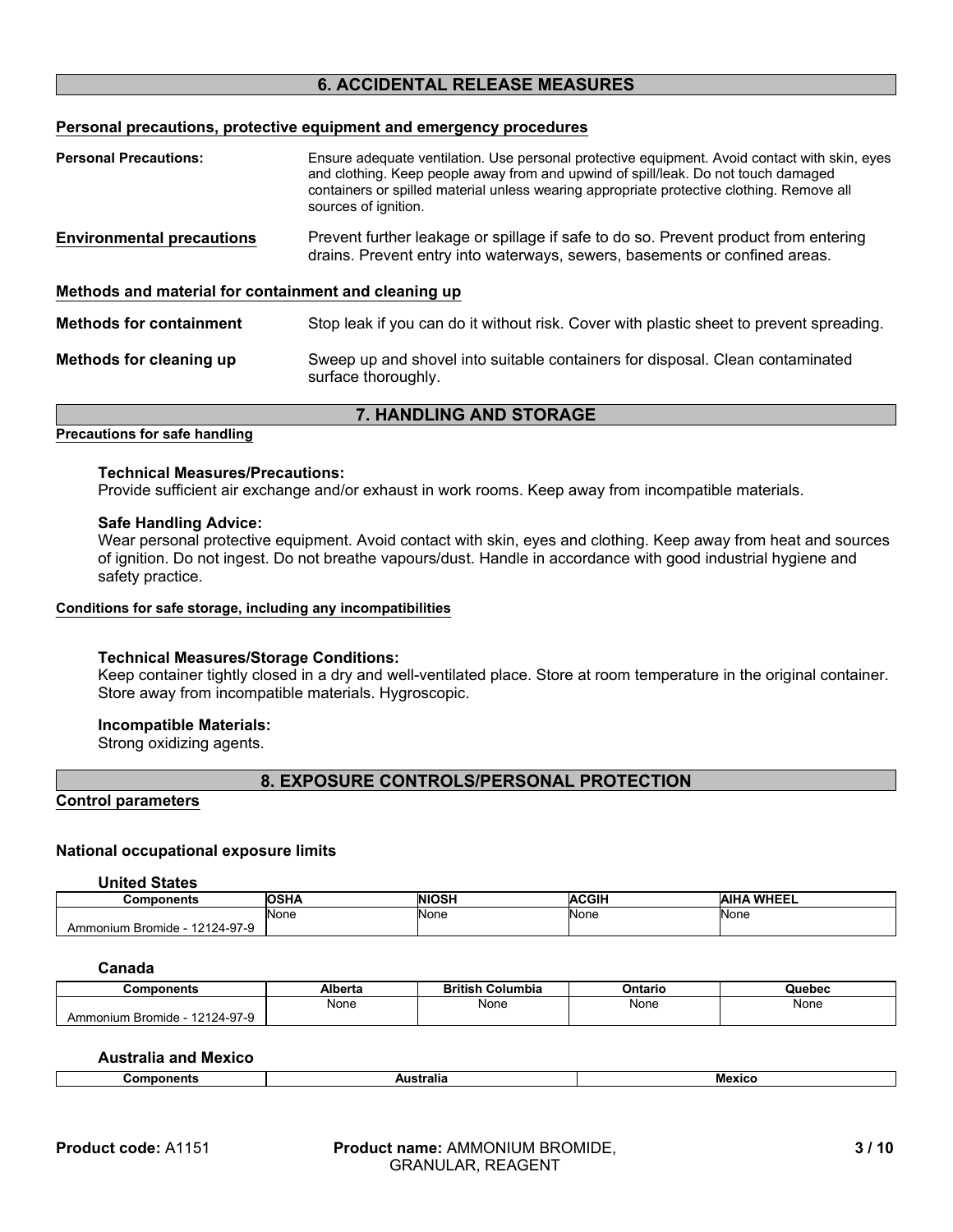## 6. ACCIDENTAL RELEASE MEASURES

**Personal precautions, protective equipment and emergency procedures**

**Personal Precautions:** Ensure adequate ventilation. Use personal protective equipment. Avoid contact with skin, eyes and clothing. Keep people away from and upwind of spill/leak. Do not touch damaged containers or spilled material unless wearing appropriate protective clothing. Remove all sources of ignition.

**Environmental precautions** Prevent further leakage or spillage if safe to do so. Prevent product from entering drains. Prevent entry into waterways, sewers, basements or confined areas.

**Methods and material for containment and cleaning up**

**Methods for containment** Stop leak if you can do it without risk. Cover with plastic sheet to prevent spreading.

**Methods for cleaning up** Sweep up and shovel into suitable containers for disposal. Clean contaminated surface thoroughly.

## 7. HANDLING AND STORAGE

**Precautions for safe handling**

**Technical Measures/Precautions:**
Provide sufficient air exchange and/or exhaust in work rooms. Keep away from incompatible materials.

**Safe Handling Advice:**
Wear personal protective equipment. Avoid contact with skin, eyes and clothing. Keep away from heat and sources of ignition. Do not ingest. Do not breathe vapours/dust. Handle in accordance with good industrial hygiene and safety practice.

**Conditions for safe storage, including any incompatibilities**

**Technical Measures/Storage Conditions:**
Keep container tightly closed in a dry and well-ventilated place. Store at room temperature in the original container. Store away from incompatible materials. Hygroscopic.

**Incompatible Materials:**
Strong oxidizing agents.

## 8. EXPOSURE CONTROLS/PERSONAL PROTECTION

**Control parameters**

**National occupational exposure limits**

**United States**

| Components | OSHA | NIOSH | ACGIH | AIHA WHEEL |
|---|---|---|---|---|
| Ammonium Bromide - 12124-97-9 | None | None | None | None |

**Canada**

| Components | Alberta | British Columbia | Ontario | Quebec |
|---|---|---|---|---|
| Ammonium Bromide - 12124-97-9 | None | None | None | None |

**Australia and Mexico**

| Components | Australia | Mexico |
|---|---|---|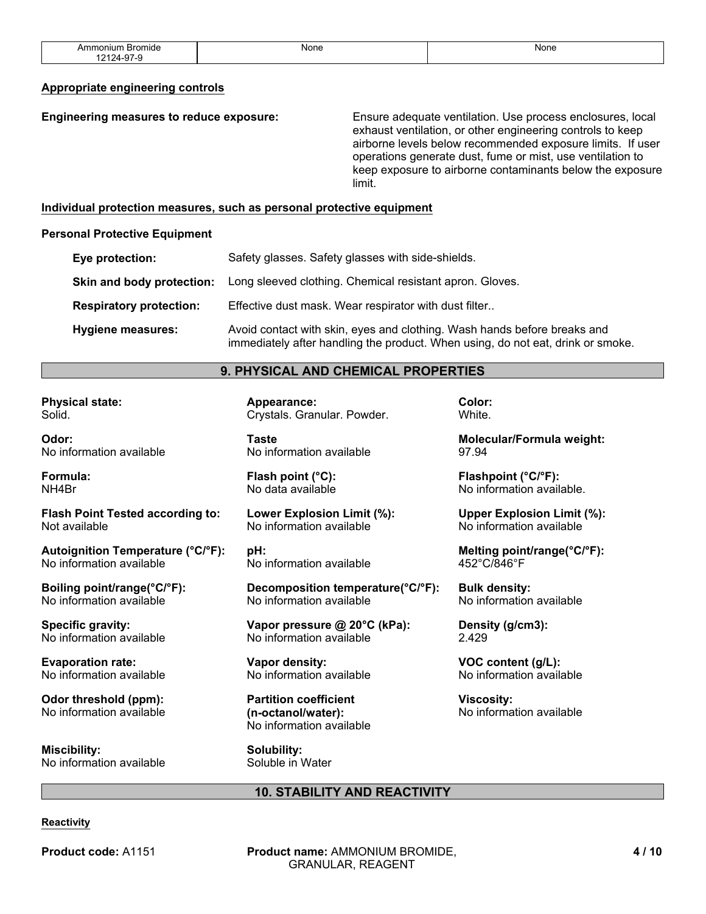| Ammonium Bromide 12124-97-9 | None | None |
|---|---|---|

**Appropriate engineering controls**

**Engineering measures to reduce exposure:** Ensure adequate ventilation. Use process enclosures, local exhaust ventilation, or other engineering controls to keep airborne levels below recommended exposure limits. If user operations generate dust, fume or mist, use ventilation to keep exposure to airborne contaminants below the exposure limit.

**Individual protection measures, such as personal protective equipment**

**Personal Protective Equipment**

**Eye protection:** Safety glasses. Safety glasses with side-shields.

**Skin and body protection:** Long sleeved clothing. Chemical resistant apron. Gloves.

**Respiratory protection:** Effective dust mask. Wear respirator with dust filter..

**Hygiene measures:** Avoid contact with skin, eyes and clothing. Wash hands before breaks and immediately after handling the product. When using, do not eat, drink or smoke.

## 9. PHYSICAL AND CHEMICAL PROPERTIES

**Physical state:**
Solid.

**Appearance:**
Crystals. Granular. Powder.

**Color:**
White.

**Odor:**
No information available

**Taste**
No information available

**Molecular/Formula weight:**
97.94

**Formula:**
$NH_4Br$

**Flash point (°C):**
No data available

**Flashpoint (°C/°F):**
No information available.

**Flash Point Tested according to:**
Not available

**Lower Explosion Limit (%):**
No information available

**Upper Explosion Limit (%):**
No information available

**Autoignition Temperature (°C/°F):**
No information available

**pH:**
No information available

**Melting point/range(°C/°F):**
452°C/846°F

**Boiling point/range(°C/°F):**
No information available

**Decomposition temperature(°C/°F):**
No information available

**Bulk density:**
No information available

**Specific gravity:**
No information available

**Vapor pressure @ 20°C (kPa):**
No information available

**Density (g/cm3):**
2.429

**Evaporation rate:**
No information available

**Vapor density:**
No information available

**VOC content (g/L):**
No information available

**Odor threshold (ppm):**
No information available

**Partition coefficient (n-octanol/water):**
No information available

**Viscosity:**
No information available

**Miscibility:**
No information available

**Solubility:**
Soluble in Water

## 10. STABILITY AND REACTIVITY

**Reactivity**

**Product code:** A1151 **Product name:** AMMONIUM BROMIDE, GRANULAR, REAGENT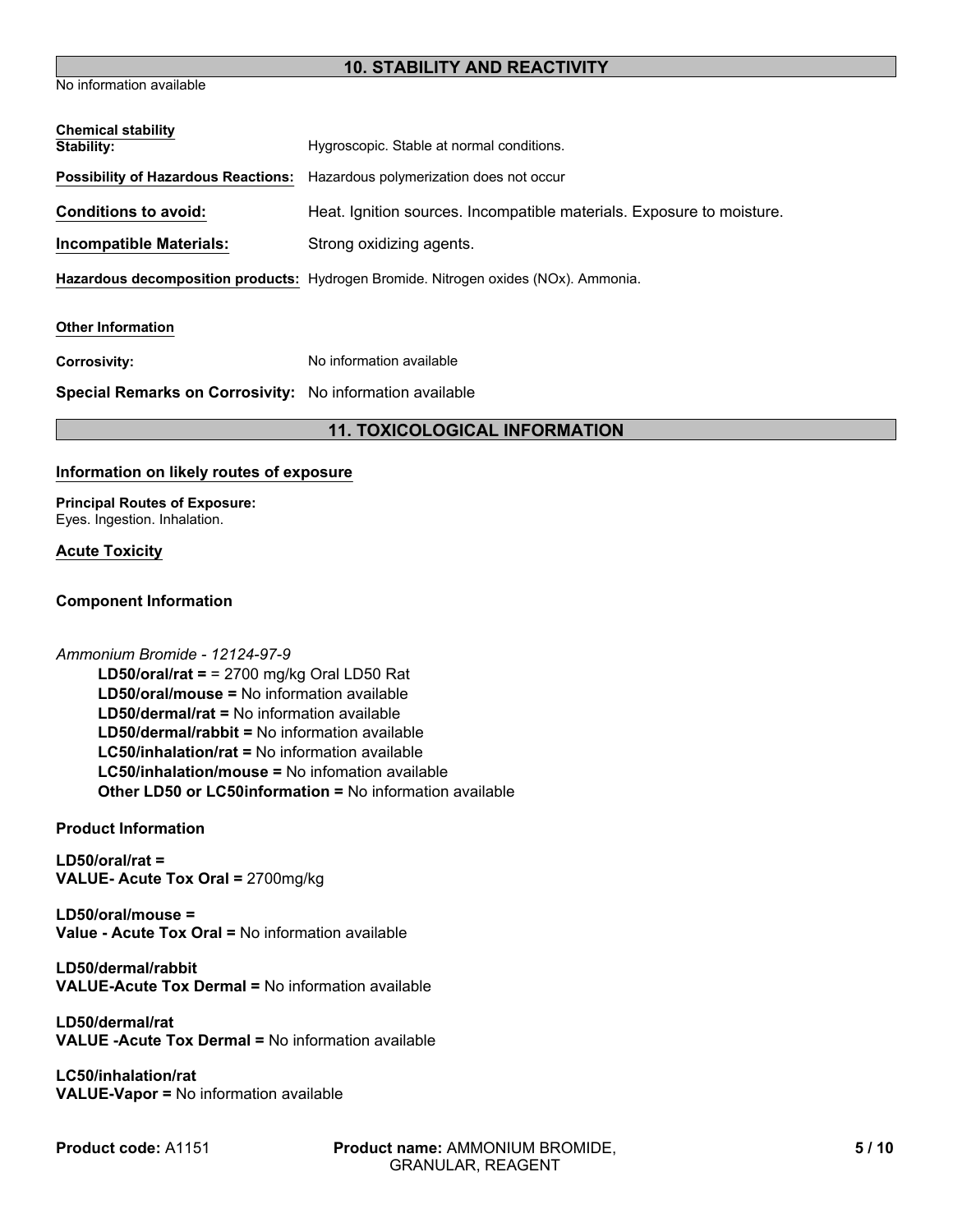## 10. STABILITY AND REACTIVITY

No information available

**Chemical stability**

**Stability:** Hygroscopic. Stable at normal conditions.

**Possibility of Hazardous Reactions:** Hazardous polymerization does not occur

**Conditions to avoid:** Heat. Ignition sources. Incompatible materials. Exposure to moisture.

**Incompatible Materials:** Strong oxidizing agents.

**Hazardous decomposition products:** Hydrogen Bromide. Nitrogen oxides (NOx). Ammonia.

**Other Information**

**Corrosivity:** No information available

**Special Remarks on Corrosivity:** No information available

## 11. TOXICOLOGICAL INFORMATION

### Information on likely routes of exposure

**Principal Routes of Exposure:**
Eyes. Ingestion. Inhalation.

### Acute Toxicity

**Component Information**

*Ammonium Bromide - 12124-97-9*

- **LD50/oral/rat =** = 2700 mg/kg Oral LD50 Rat
- **LD50/oral/mouse =** No information available
- **LD50/dermal/rat =** No information available
- **LD50/dermal/rabbit =** No information available
- **LC50/inhalation/rat =** No information available
- **LC50/inhalation/mouse =** No infomation available
- **Other LD50 or LC50information =** No information available

**Product Information**

**LD50/oral/rat =**
**VALUE- Acute Tox Oral =** 2700mg/kg

**LD50/oral/mouse =**
**Value - Acute Tox Oral =** No information available

**LD50/dermal/rabbit**
**VALUE-Acute Tox Dermal =** No information available

**LD50/dermal/rat**
**VALUE -Acute Tox Dermal =** No information available

**LC50/inhalation/rat**
**VALUE-Vapor =** No information available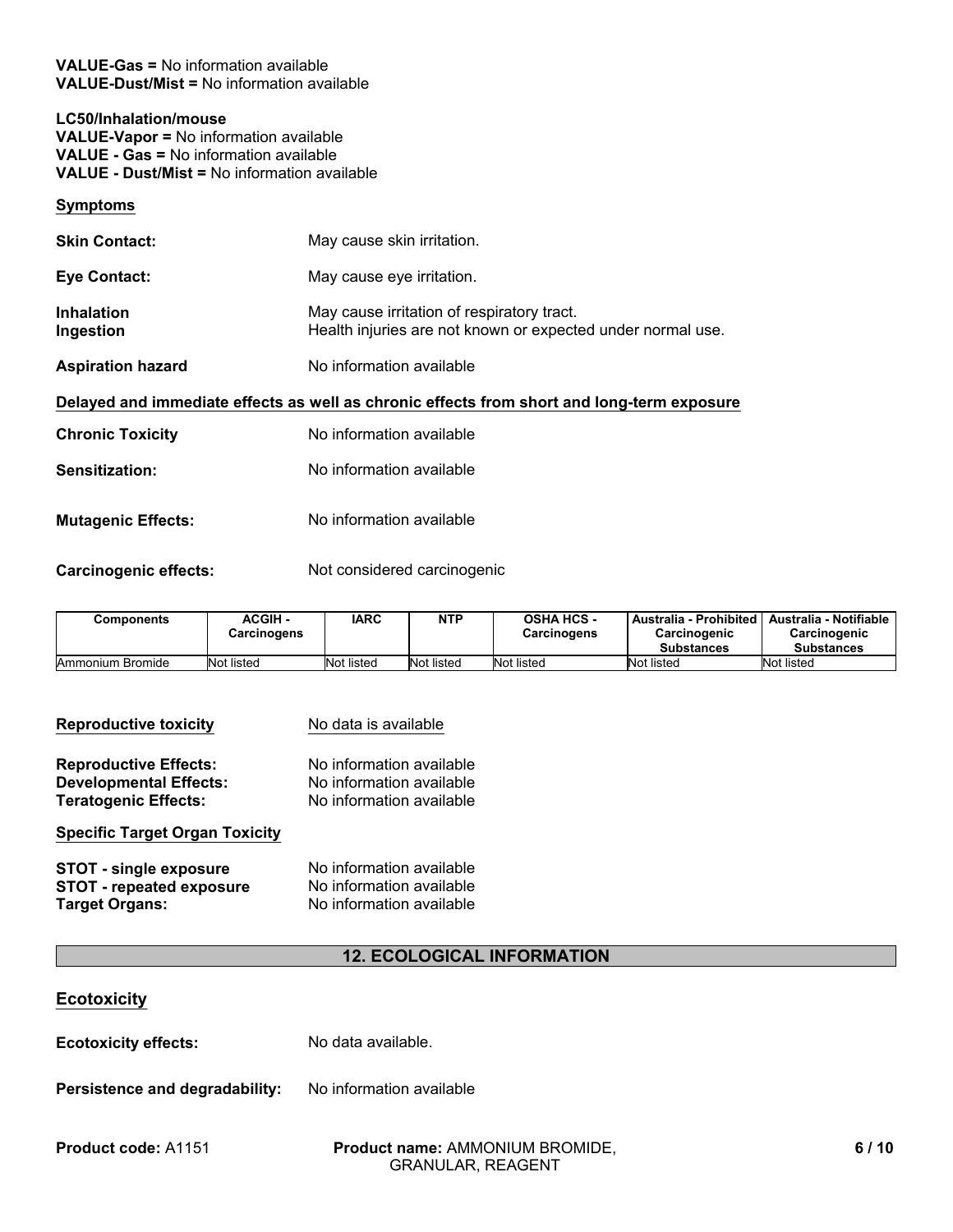**VALUE-Gas =** No information available
**VALUE-Dust/Mist =** No information available

**LC50/Inhalation/mouse**
**VALUE-Vapor =** No information available
**VALUE - Gas =** No information available
**VALUE - Dust/Mist =** No information available

**Symptoms**

**Skin Contact:** May cause skin irritation.

**Eye Contact:** May cause eye irritation.

**Inhalation** May cause irritation of respiratory tract.
**Ingestion** Health injuries are not known or expected under normal use.

**Aspiration hazard** No information available

**Delayed and immediate effects as well as chronic effects from short and long-term exposure**

**Chronic Toxicity** No information available

**Sensitization:** No information available

**Mutagenic Effects:** No information available

**Carcinogenic effects:** Not considered carcinogenic

| Components | ACGIH - Carcinogens | IARC | NTP | OSHA HCS - Carcinogens | Australia - Prohibited Carcinogenic Substances | Australia - Notifiable Carcinogenic Substances |
|---|---|---|---|---|---|---|
| Ammonium Bromide | Not listed | Not listed | Not listed | Not listed | Not listed | Not listed |

**Reproductive toxicity** No data is available

**Reproductive Effects:** No information available
**Developmental Effects:** No information available
**Teratogenic Effects:** No information available

**Specific Target Organ Toxicity**

**STOT - single exposure** No information available
**STOT - repeated exposure** No information available
**Target Organs:** No information available

## 12. ECOLOGICAL INFORMATION

**Ecotoxicity**

**Ecotoxicity effects:** No data available.

**Persistence and degradability:** No information available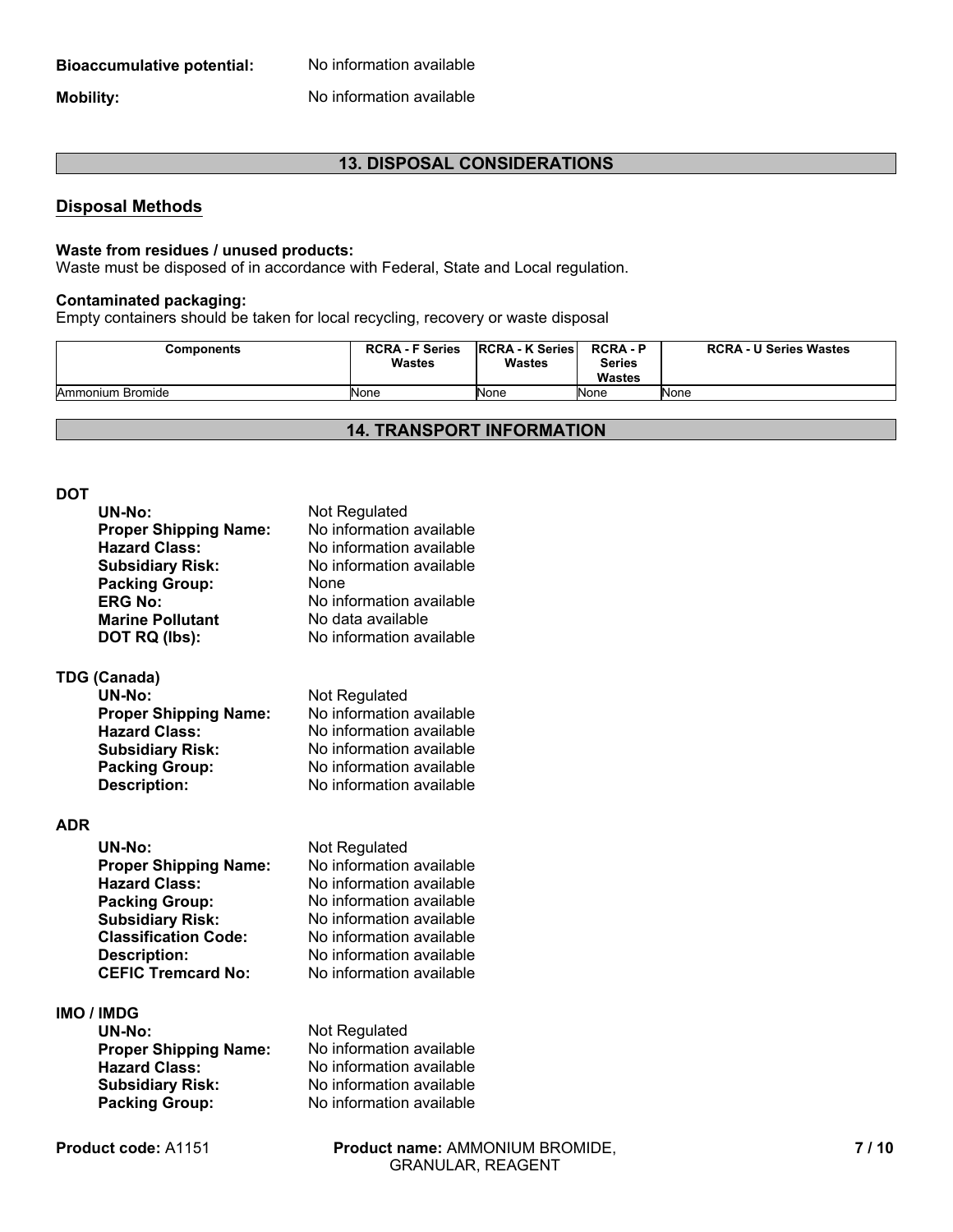**Bioaccumulative potential:** No information available

**Mobility:** No information available

## 13. DISPOSAL CONSIDERATIONS

### Disposal Methods

**Waste from residues / unused products:**
Waste must be disposed of in accordance with Federal, State and Local regulation.

**Contaminated packaging:**
Empty containers should be taken for local recycling, recovery or waste disposal

| Components | RCRA - F Series Wastes | RCRA - K Series Wastes | RCRA - P Series Wastes | RCRA - U Series Wastes |
|---|---|---|---|---|
| Ammonium Bromide | None | None | None | None |

## 14. TRANSPORT INFORMATION

**DOT**

| | |
|---|---|
| **UN-No:** | Not Regulated |
| **Proper Shipping Name:** | No information available |
| **Hazard Class:** | No information available |
| **Subsidiary Risk:** | No information available |
| **Packing Group:** | None |
| **ERG No:** | No information available |
| **Marine Pollutant** | No data available |
| **DOT RQ (lbs):** | No information available |

**TDG (Canada)**

| | |
|---|---|
| **UN-No:** | Not Regulated |
| **Proper Shipping Name:** | No information available |
| **Hazard Class:** | No information available |
| **Subsidiary Risk:** | No information available |
| **Packing Group:** | No information available |
| **Description:** | No information available |

**ADR**

| | |
|---|---|
| **UN-No:** | Not Regulated |
| **Proper Shipping Name:** | No information available |
| **Hazard Class:** | No information available |
| **Packing Group:** | No information available |
| **Subsidiary Risk:** | No information available |
| **Classification Code:** | No information available |
| **Description:** | No information available |
| **CEFIC Tremcard No:** | No information available |

**IMO / IMDG**

| | |
|---|---|
| **UN-No:** | Not Regulated |
| **Proper Shipping Name:** | No information available |
| **Hazard Class:** | No information available |
| **Subsidiary Risk:** | No information available |
| **Packing Group:** | No information available |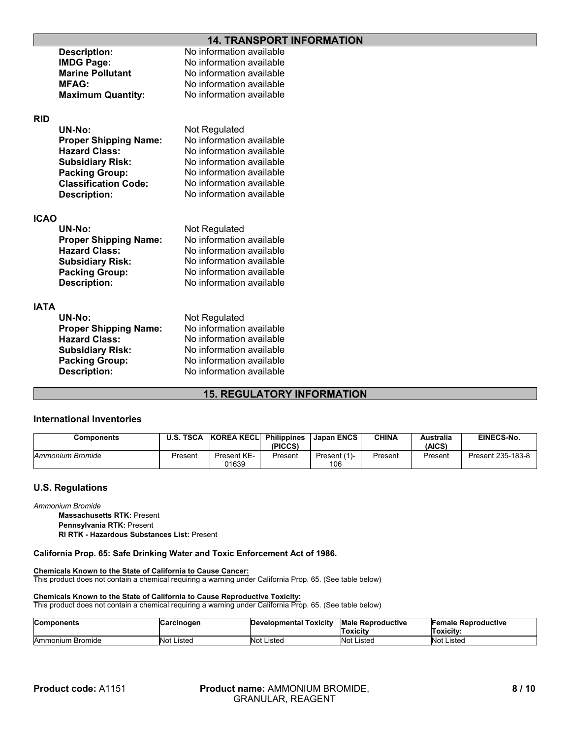## 14. TRANSPORT INFORMATION

**Description:** No information available
**IMDG Page:** No information available
**Marine Pollutant** No information available
**MFAG:** No information available
**Maximum Quantity:** No information available

**RID**

**UN-No:** Not Regulated
**Proper Shipping Name:** No information available
**Hazard Class:** No information available
**Subsidiary Risk:** No information available
**Packing Group:** No information available
**Classification Code:** No information available
**Description:** No information available

**ICAO**

**UN-No:** Not Regulated
**Proper Shipping Name:** No information available
**Hazard Class:** No information available
**Subsidiary Risk:** No information available
**Packing Group:** No information available
**Description:** No information available

**IATA**

**UN-No:** Not Regulated
**Proper Shipping Name:** No information available
**Hazard Class:** No information available
**Subsidiary Risk:** No information available
**Packing Group:** No information available
**Description:** No information available

## 15. REGULATORY INFORMATION

### International Inventories

| Components | U.S. TSCA | KOREA KECL | Philippines (PICCS) | Japan ENCS | CHINA | Australia (AICS) | EINECS-No. |
|---|---|---|---|---|---|---|---|
| *Ammonium Bromide* | Present | Present KE-01639 | Present | Present (1)-106 | Present | Present | Present 235-183-8 |

### U.S. Regulations

*Ammonium Bromide*

**Massachusetts RTK:** Present
**Pennsylvania RTK:** Present
**RI RTK - Hazardous Substances List:** Present

**California Prop. 65: Safe Drinking Water and Toxic Enforcement Act of 1986.**

**Chemicals Known to the State of California to Cause Cancer:**
This product does not contain a chemical requiring a warning under California Prop. 65. (See table below)

**Chemicals Known to the State of California to Cause Reproductive Toxicity:**
This product does not contain a chemical requiring a warning under California Prop. 65. (See table below)

| Components | Carcinogen | Developmental Toxicity | Male Reproductive Toxicity | Female Reproductive Toxicity: |
|---|---|---|---|---|
| Ammonium Bromide | Not Listed | Not Listed | Not Listed | Not Listed |

**Product code:** A1151 **Product name:** AMMONIUM BROMIDE, GRANULAR, REAGENT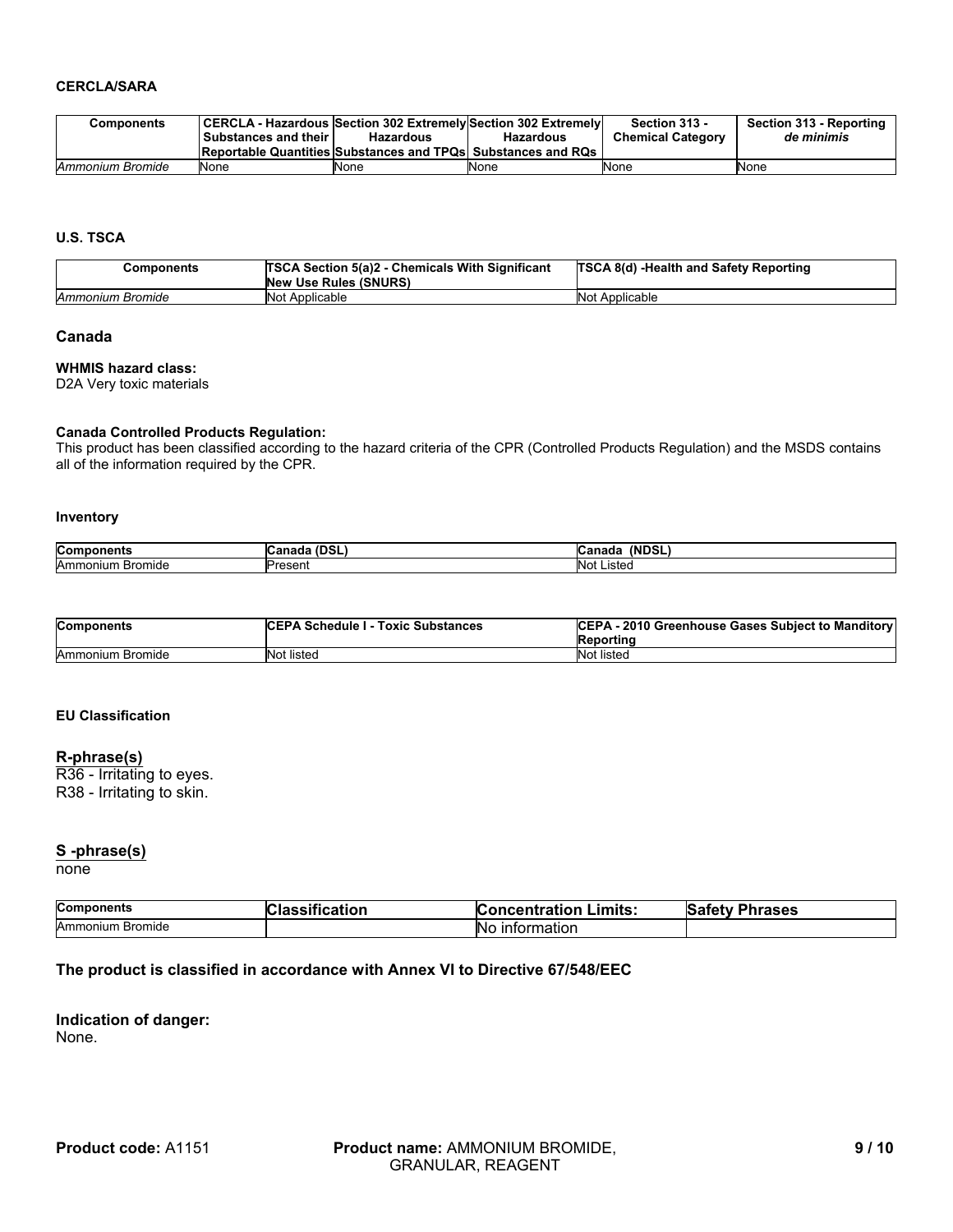#### CERCLA/SARA

| Components | CERCLA - Hazardous Substances and their Reportable Quantities | Section 302 Extremely Hazardous Substances and TPQs | Section 302 Extremely Hazardous Substances and RQs | Section 313 - Chemical Category | Section 313 - Reporting *de minimis* |
|---|---|---|---|---|---|
| *Ammonium Bromide* | None | None | None | None | None |

#### U.S. TSCA

| Components | TSCA Section 5(a)2 - Chemicals With Significant New Use Rules (SNURS) | TSCA 8(d) -Health and Safety Reporting |
|---|---|---|
| *Ammonium Bromide* | Not Applicable | Not Applicable |

### Canada

**WHMIS hazard class:**
D2A Very toxic materials

**Canada Controlled Products Regulation:**
This product has been classified according to the hazard criteria of the CPR (Controlled Products Regulation) and the MSDS contains all of the information required by the CPR.

#### Inventory

| Components | Canada (DSL) | Canada (NDSL) |
|---|---|---|
| Ammonium Bromide | Present | Not Listed |

| Components | CEPA Schedule I - Toxic Substances | CEPA - 2010 Greenhouse Gases Subject to Manditory Reporting |
|---|---|---|
| Ammonium Bromide | Not listed | Not listed |

#### EU Classification

**R-phrase(s)**
R36 - Irritating to eyes.
R38 - Irritating to skin.

**S -phrase(s)**
none

| Components | Classification | Concentration Limits: | Safety Phrases |
|---|---|---|---|
| Ammonium Bromide | | No information | |

**The product is classified in accordance with Annex VI to Directive 67/548/EEC**

**Indication of danger:**
None.

**Product code:** A1151 **Product name:** AMMONIUM BROMIDE, GRANULAR, REAGENT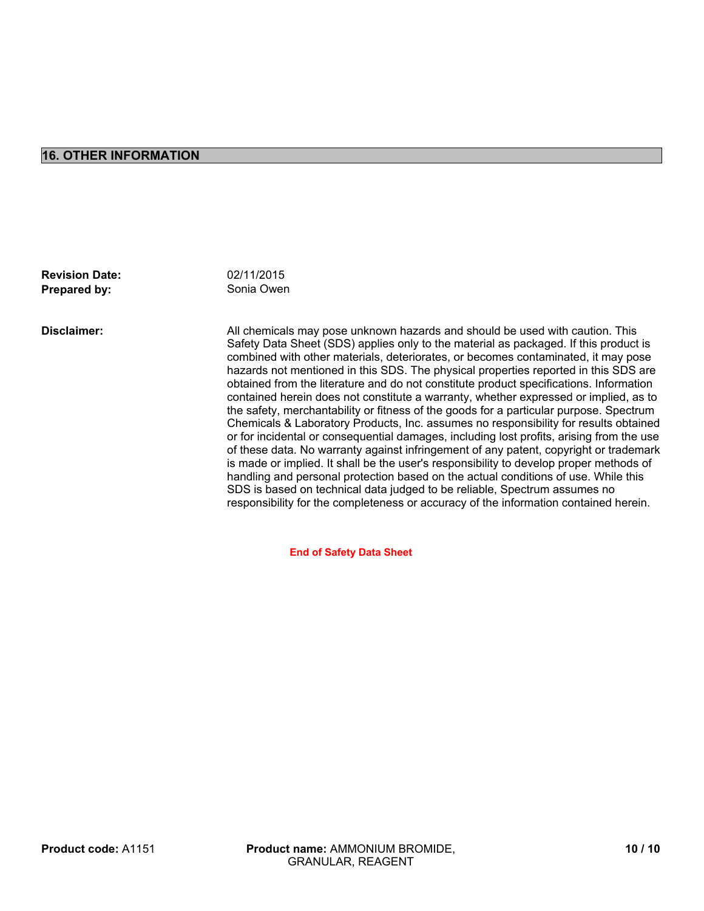## 16. OTHER INFORMATION

**Revision Date:** 02/11/2015
**Prepared by:** Sonia Owen

**Disclaimer:** All chemicals may pose unknown hazards and should be used with caution. This Safety Data Sheet (SDS) applies only to the material as packaged. If this product is combined with other materials, deteriorates, or becomes contaminated, it may pose hazards not mentioned in this SDS. The physical properties reported in this SDS are obtained from the literature and do not constitute product specifications. Information contained herein does not constitute a warranty, whether expressed or implied, as to the safety, merchantability or fitness of the goods for a particular purpose. Spectrum Chemicals & Laboratory Products, Inc. assumes no responsibility for results obtained or for incidental or consequential damages, including lost profits, arising from the use of these data. No warranty against infringement of any patent, copyright or trademark is made or implied. It shall be the user's responsibility to develop proper methods of handling and personal protection based on the actual conditions of use. While this SDS is based on technical data judged to be reliable, Spectrum assumes no responsibility for the completeness or accuracy of the information contained herein.

**End of Safety Data Sheet**